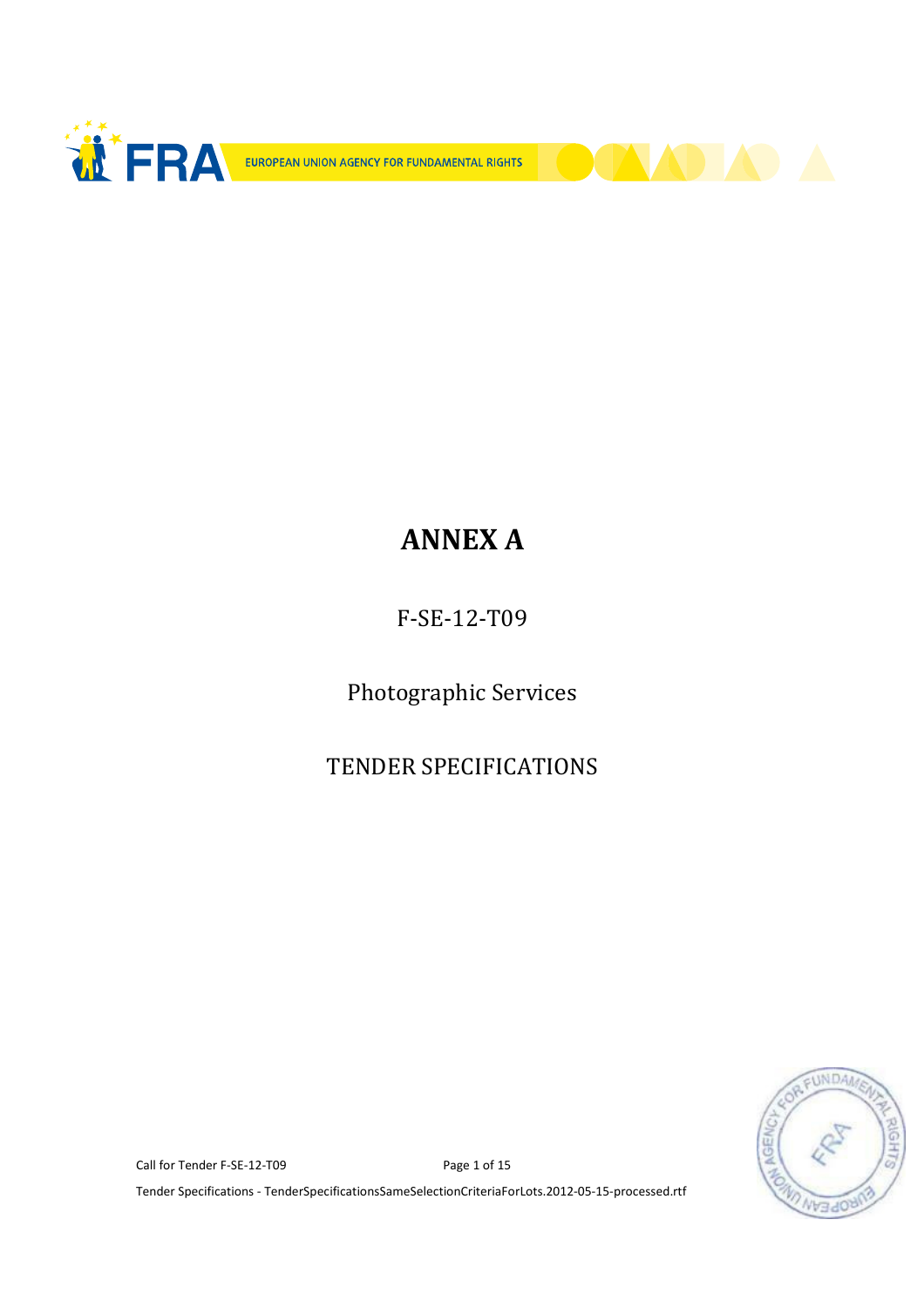# ANNEX A

F-SE-12-T09

Photographic Services

TENDER SPECIFICATIONS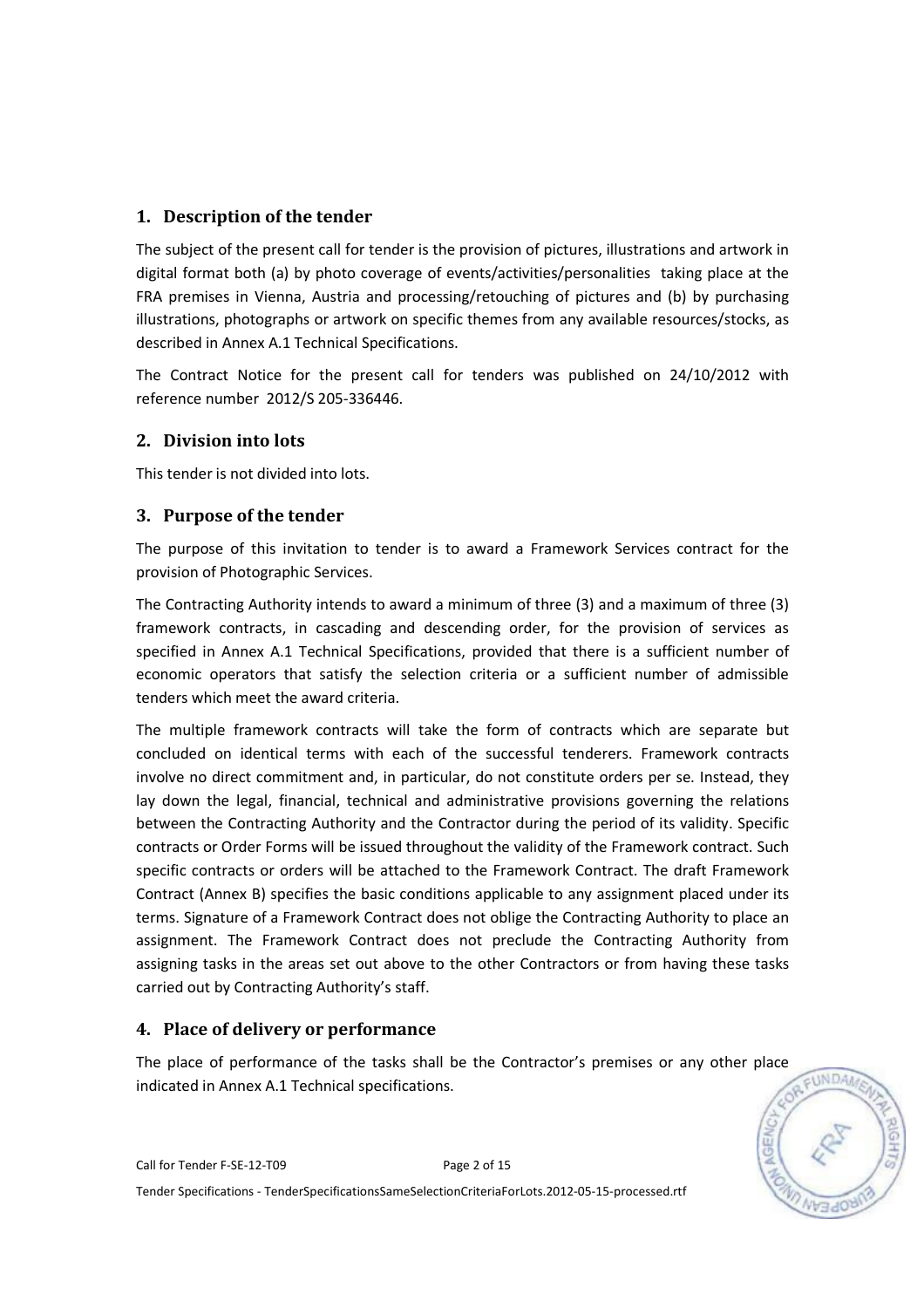## 1. Description of the tender

The subject of the present call for tender is the provision of pictures, illustrations and artwork in digital format both (a) by photo coverage of events/activities/personalities taking place at the FRA premises in Vienna, Austria and processing/retouching of pictures and (b) by purchasing illustrations, photographs or artwork on specific themes from any available resources/stocks, as described in Annex A.1 Technical Specifications.

The Contract Notice for the present call for tenders was published on 24/10/2012 with reference number 2012/S 205-336446.

## 2. Division into lots

This tender is not divided into lots.

## 3. Purpose of the tender

The purpose of this invitation to tender is to award a Framework Services contract for the provision of Photographic Services.

The Contracting Authority intends to award a minimum of three (3) and a maximum of three (3) framework contracts, in cascading and descending order, for the provision of services as specified in Annex A.1 Technical Specifications, provided that there is a sufficient number of economic operators that satisfy the selection criteria or a sufficient number of admissible tenders which meet the award criteria.

The multiple framework contracts will take the form of contracts which are separate but concluded on identical terms with each of the successful tenderers. Framework contracts involve no direct commitment and, in particular, do not constitute orders per se. Instead, they lay down the legal, financial, technical and administrative provisions governing the relations between the Contracting Authority and the Contractor during the period of its validity. Specific contracts or Order Forms will be issued throughout the validity of the Framework contract. Such specific contracts or orders will be attached to the Framework Contract. The draft Framework Contract (Annex B) specifies the basic conditions applicable to any assignment placed under its terms. Signature of a Framework Contract does not oblige the Contracting Authority to place an assignment. The Framework Contract does not preclude the Contracting Authority from assigning tasks in the areas set out above to the other Contractors or from having these tasks carried out by Contracting Authority's staff.

## 4. Place of delivery or performance

The place of performance of the tasks shall be the Contractor's premises or any other place indicated in Annex A.1 Technical specifications.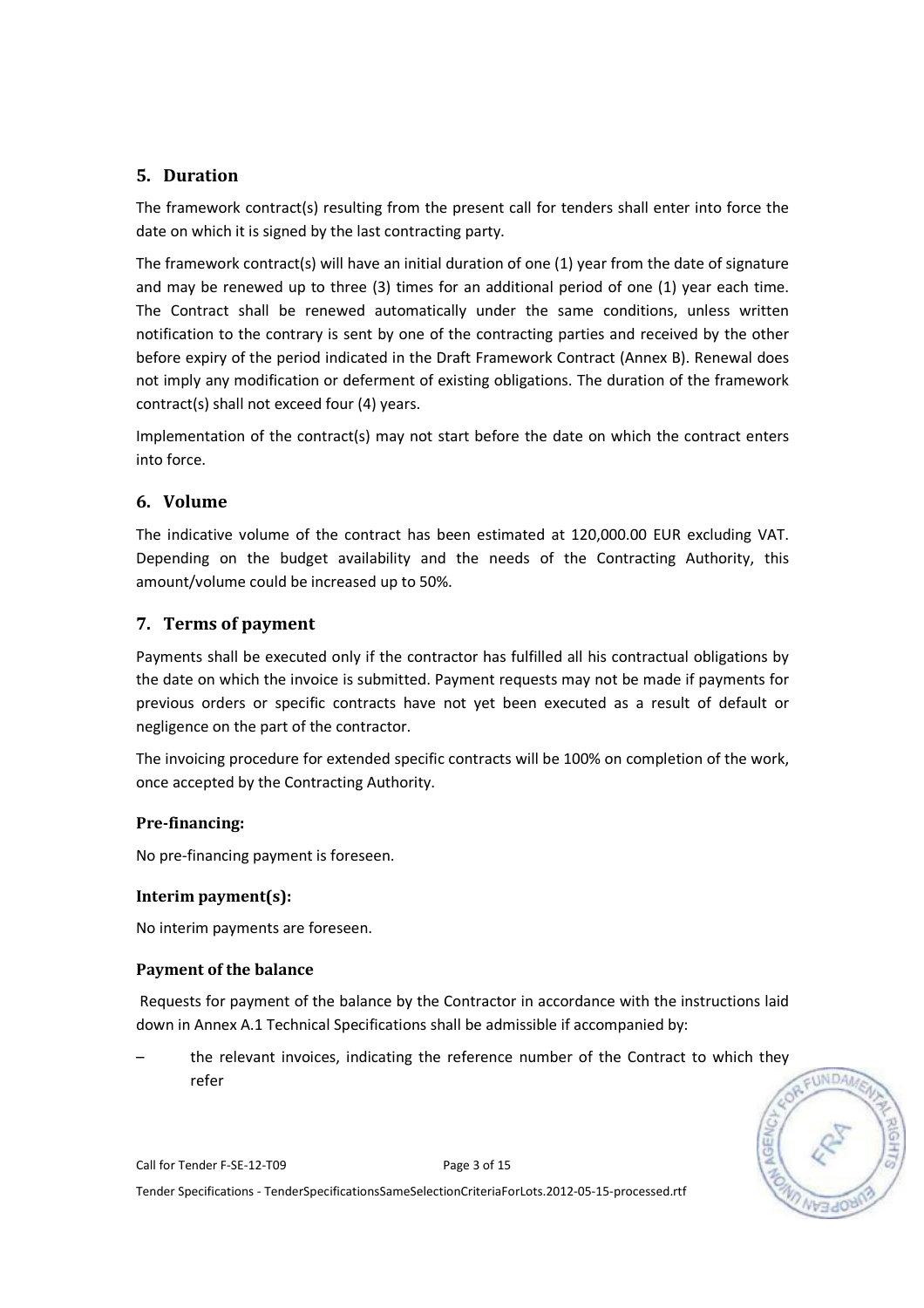## 5. Duration

The framework contract(s) resulting from the present call for tenders shall enter into force the date on which it is signed by the last contracting party.

The framework contract(s) will have an initial duration of one (1) year from the date of signature and may be renewed up to three (3) times for an additional period of one (1) year each time. The Contract shall be renewed automatically under the same conditions, unless written notification to the contrary is sent by one of the contracting parties and received by the other before expiry of the period indicated in the Draft Framework Contract (Annex B). Renewal does not imply any modification or deferment of existing obligations. The duration of the framework contract(s) shall not exceed four (4) years.

Implementation of the contract(s) may not start before the date on which the contract enters into force.

## 6. Volume

The indicative volume of the contract has been estimated at 120,000.00 EUR excluding VAT. Depending on the budget availability and the needs of the Contracting Authority, this amount/volume could be increased up to 50%.

## 7. Terms of payment

Payments shall be executed only if the contractor has fulfilled all his contractual obligations by the date on which the invoice is submitted. Payment requests may not be made if payments for previous orders or specific contracts have not yet been executed as a result of default or negligence on the part of the contractor.

The invoicing procedure for extended specific contracts will be 100% on completion of the work, once accepted by the Contracting Authority.

### Pre-financing:

No pre-financing payment is foreseen.

### Interim payment(s):

No interim payments are foreseen.

### Payment of the balance

Requests for payment of the balance by the Contractor in accordance with the instructions laid down in Annex A.1 Technical Specifications shall be admissible if accompanied by:

– the relevant invoices, indicating the reference number of the Contract to which they refer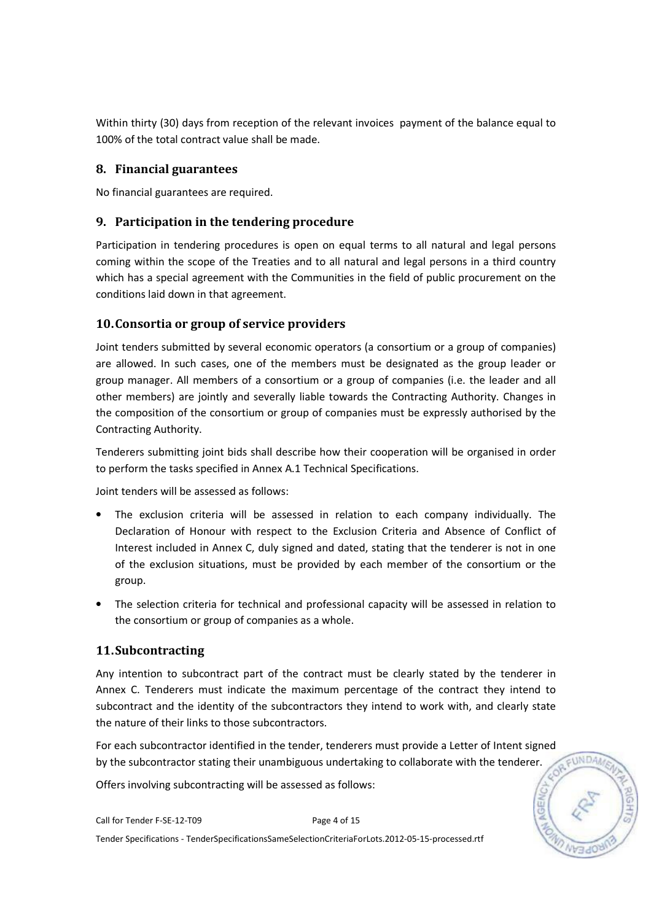Within thirty (30) days from reception of the relevant invoices payment of the balance equal to 100% of the total contract value shall be made.

## 8. Financial guarantees

No financial guarantees are required.

## 9. Participation in the tendering procedure

Participation in tendering procedures is open on equal terms to all natural and legal persons coming within the scope of the Treaties and to all natural and legal persons in a third country which has a special agreement with the Communities in the field of public procurement on the conditions laid down in that agreement.

## 10. Consortia or group of service providers

Joint tenders submitted by several economic operators (a consortium or a group of companies) are allowed. In such cases, one of the members must be designated as the group leader or group manager. All members of a consortium or a group of companies (i.e. the leader and all other members) are jointly and severally liable towards the Contracting Authority. Changes in the composition of the consortium or group of companies must be expressly authorised by the Contracting Authority.

Tenderers submitting joint bids shall describe how their cooperation will be organised in order to perform the tasks specified in Annex A.1 Technical Specifications.

Joint tenders will be assessed as follows:

- The exclusion criteria will be assessed in relation to each company individually. The Declaration of Honour with respect to the Exclusion Criteria and Absence of Conflict of Interest included in Annex C, duly signed and dated, stating that the tenderer is not in one of the exclusion situations, must be provided by each member of the consortium or the group.
- The selection criteria for technical and professional capacity will be assessed in relation to the consortium or group of companies as a whole.

## 11. Subcontracting

Any intention to subcontract part of the contract must be clearly stated by the tenderer in Annex C. Tenderers must indicate the maximum percentage of the contract they intend to subcontract and the identity of the subcontractors they intend to work with, and clearly state the nature of their links to those subcontractors.

For each subcontractor identified in the tender, tenderers must provide a Letter of Intent signed by the subcontractor stating their unambiguous undertaking to collaborate with the tenderer.

Offers involving subcontracting will be assessed as follows: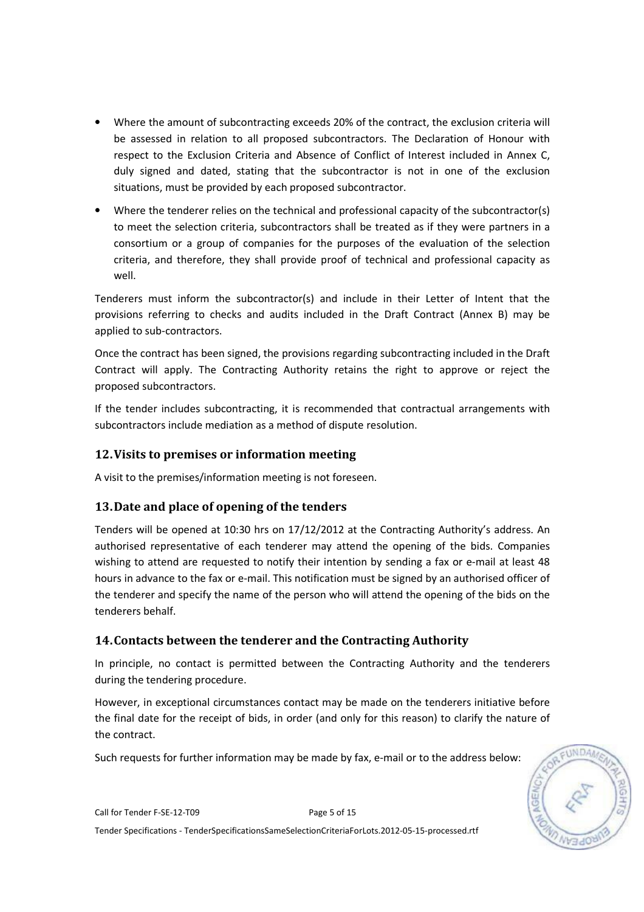- Where the amount of subcontracting exceeds 20% of the contract, the exclusion criteria will be assessed in relation to all proposed subcontractors. The Declaration of Honour with respect to the Exclusion Criteria and Absence of Conflict of Interest included in Annex C, duly signed and dated, stating that the subcontractor is not in one of the exclusion situations, must be provided by each proposed subcontractor.
- Where the tenderer relies on the technical and professional capacity of the subcontractor(s) to meet the selection criteria, subcontractors shall be treated as if they were partners in a consortium or a group of companies for the purposes of the evaluation of the selection criteria, and therefore, they shall provide proof of technical and professional capacity as well.

Tenderers must inform the subcontractor(s) and include in their Letter of Intent that the provisions referring to checks and audits included in the Draft Contract (Annex B) may be applied to sub-contractors.

Once the contract has been signed, the provisions regarding subcontracting included in the Draft Contract will apply. The Contracting Authority retains the right to approve or reject the proposed subcontractors.

If the tender includes subcontracting, it is recommended that contractual arrangements with subcontractors include mediation as a method of dispute resolution.

## 12. Visits to premises or information meeting

A visit to the premises/information meeting is not foreseen.

## 13. Date and place of opening of the tenders

Tenders will be opened at 10:30 hrs on 17/12/2012 at the Contracting Authority's address. An authorised representative of each tenderer may attend the opening of the bids. Companies wishing to attend are requested to notify their intention by sending a fax or e-mail at least 48 hours in advance to the fax or e-mail. This notification must be signed by an authorised officer of the tenderer and specify the name of the person who will attend the opening of the bids on the tenderers behalf.

## 14. Contacts between the tenderer and the Contracting Authority

In principle, no contact is permitted between the Contracting Authority and the tenderers during the tendering procedure.

However, in exceptional circumstances contact may be made on the tenderers initiative before the final date for the receipt of bids, in order (and only for this reason) to clarify the nature of the contract.

Such requests for further information may be made by fax, e-mail or to the address below: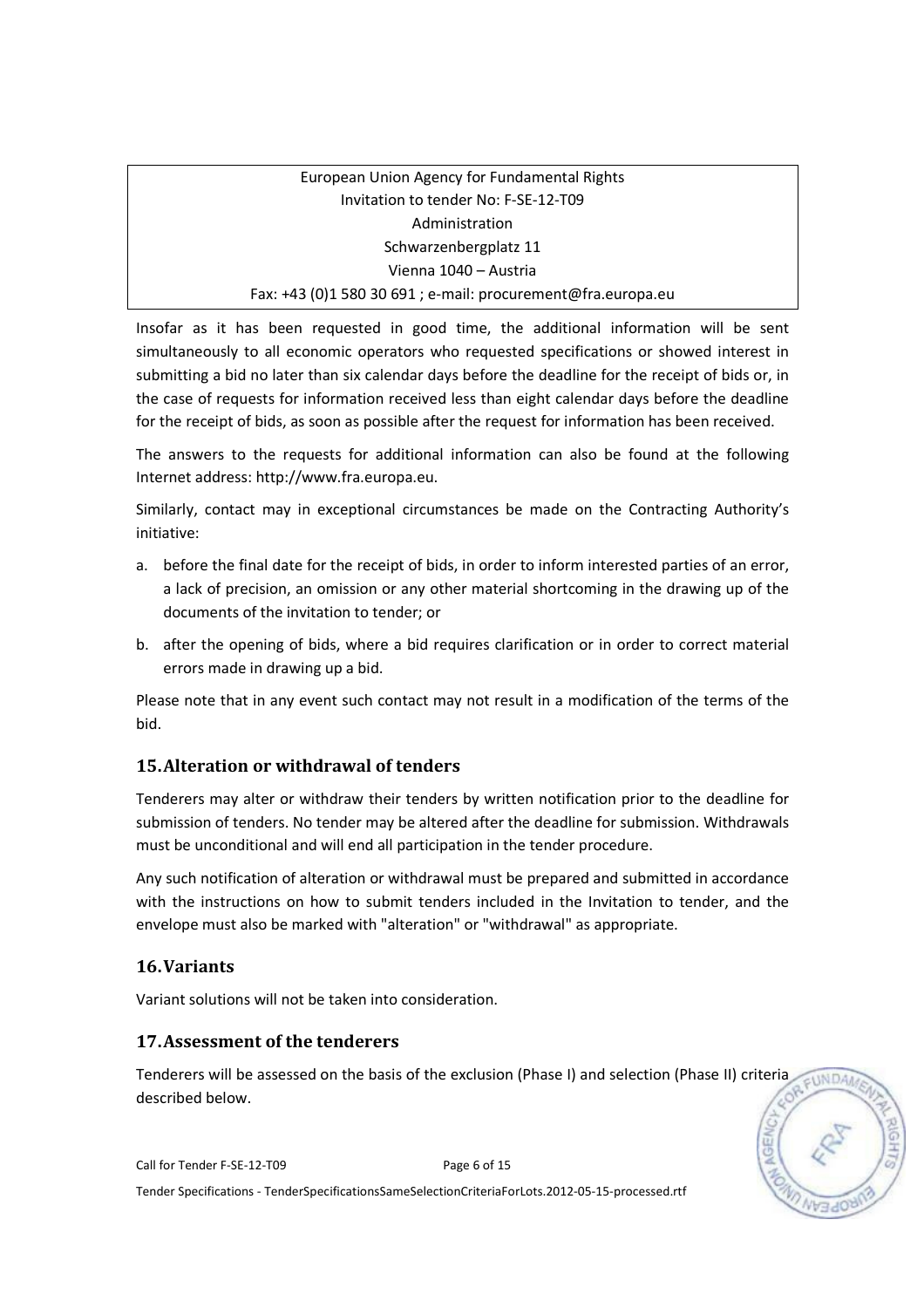| European Union Agency for Fundamental Rights<br>Invitation to tender No: F-SE-12-T09<br>Administration<br>Schwarzenbergplatz 11<br>Vienna 1040 – Austria<br>Fax: +43 (0)1 580 30 691 ; e-mail: procurement@fra.europa.eu |
|---|

Insofar as it has been requested in good time, the additional information will be sent simultaneously to all economic operators who requested specifications or showed interest in submitting a bid no later than six calendar days before the deadline for the receipt of bids or, in the case of requests for information received less than eight calendar days before the deadline for the receipt of bids, as soon as possible after the request for information has been received.

The answers to the requests for additional information can also be found at the following Internet address: http://www.fra.europa.eu.

Similarly, contact may in exceptional circumstances be made on the Contracting Authority's initiative:

a. before the final date for the receipt of bids, in order to inform interested parties of an error, a lack of precision, an omission or any other material shortcoming in the drawing up of the documents of the invitation to tender; or

b. after the opening of bids, where a bid requires clarification or in order to correct material errors made in drawing up a bid.

Please note that in any event such contact may not result in a modification of the terms of the bid.

## 15. Alteration or withdrawal of tenders

Tenderers may alter or withdraw their tenders by written notification prior to the deadline for submission of tenders. No tender may be altered after the deadline for submission. Withdrawals must be unconditional and will end all participation in the tender procedure.

Any such notification of alteration or withdrawal must be prepared and submitted in accordance with the instructions on how to submit tenders included in the Invitation to tender, and the envelope must also be marked with "alteration" or "withdrawal" as appropriate.

## 16. Variants

Variant solutions will not be taken into consideration.

## 17. Assessment of the tenderers

Tenderers will be assessed on the basis of the exclusion (Phase I) and selection (Phase II) criteria described below.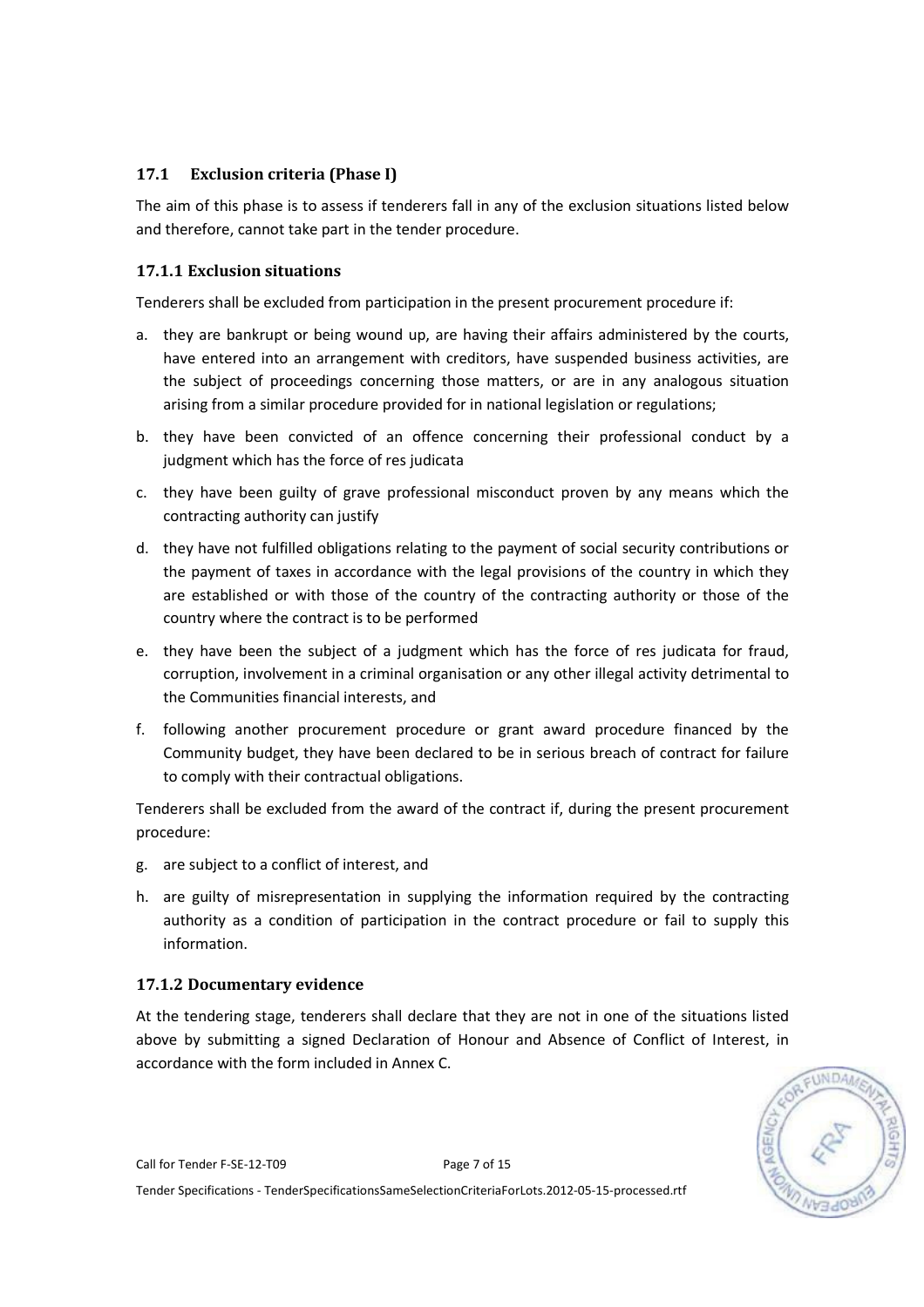### 17.1 Exclusion criteria (Phase I)

The aim of this phase is to assess if tenderers fall in any of the exclusion situations listed below and therefore, cannot take part in the tender procedure.

#### 17.1.1 Exclusion situations

Tenderers shall be excluded from participation in the present procurement procedure if:

a. they are bankrupt or being wound up, are having their affairs administered by the courts, have entered into an arrangement with creditors, have suspended business activities, are the subject of proceedings concerning those matters, or are in any analogous situation arising from a similar procedure provided for in national legislation or regulations;

b. they have been convicted of an offence concerning their professional conduct by a judgment which has the force of res judicata

c. they have been guilty of grave professional misconduct proven by any means which the contracting authority can justify

d. they have not fulfilled obligations relating to the payment of social security contributions or the payment of taxes in accordance with the legal provisions of the country in which they are established or with those of the country of the contracting authority or those of the country where the contract is to be performed

e. they have been the subject of a judgment which has the force of res judicata for fraud, corruption, involvement in a criminal organisation or any other illegal activity detrimental to the Communities financial interests, and

f. following another procurement procedure or grant award procedure financed by the Community budget, they have been declared to be in serious breach of contract for failure to comply with their contractual obligations.

Tenderers shall be excluded from the award of the contract if, during the present procurement procedure:

g. are subject to a conflict of interest, and

h. are guilty of misrepresentation in supplying the information required by the contracting authority as a condition of participation in the contract procedure or fail to supply this information.

#### 17.1.2 Documentary evidence

At the tendering stage, tenderers shall declare that they are not in one of the situations listed above by submitting a signed Declaration of Honour and Absence of Conflict of Interest, in accordance with the form included in Annex C.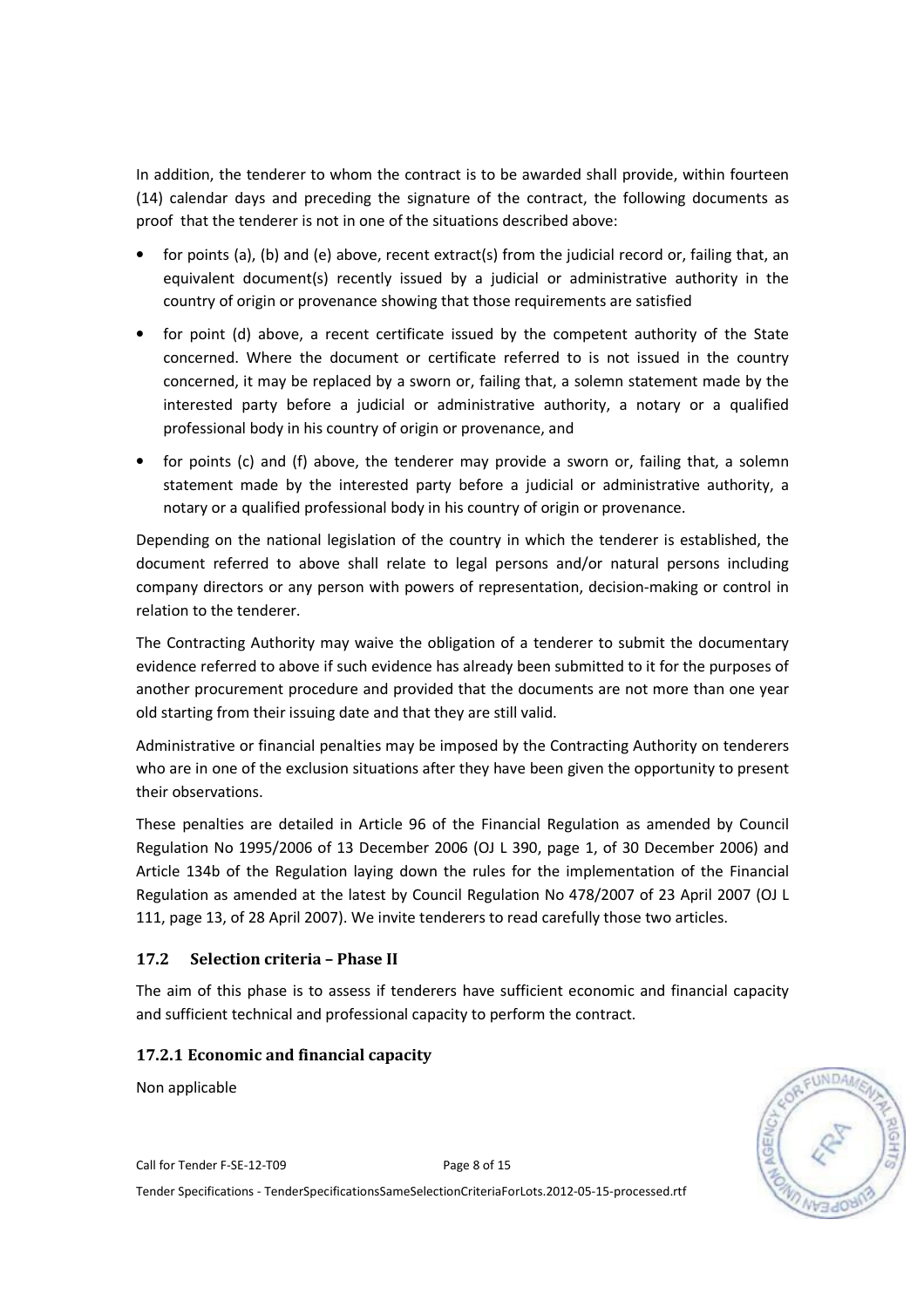In addition, the tenderer to whom the contract is to be awarded shall provide, within fourteen (14) calendar days and preceding the signature of the contract, the following documents as proof that the tenderer is not in one of the situations described above:

- for points (a), (b) and (e) above, recent extract(s) from the judicial record or, failing that, an equivalent document(s) recently issued by a judicial or administrative authority in the country of origin or provenance showing that those requirements are satisfied
- for point (d) above, a recent certificate issued by the competent authority of the State concerned. Where the document or certificate referred to is not issued in the country concerned, it may be replaced by a sworn or, failing that, a solemn statement made by the interested party before a judicial or administrative authority, a notary or a qualified professional body in his country of origin or provenance, and
- for points (c) and (f) above, the tenderer may provide a sworn or, failing that, a solemn statement made by the interested party before a judicial or administrative authority, a notary or a qualified professional body in his country of origin or provenance.

Depending on the national legislation of the country in which the tenderer is established, the document referred to above shall relate to legal persons and/or natural persons including company directors or any person with powers of representation, decision-making or control in relation to the tenderer.

The Contracting Authority may waive the obligation of a tenderer to submit the documentary evidence referred to above if such evidence has already been submitted to it for the purposes of another procurement procedure and provided that the documents are not more than one year old starting from their issuing date and that they are still valid.

Administrative or financial penalties may be imposed by the Contracting Authority on tenderers who are in one of the exclusion situations after they have been given the opportunity to present their observations.

These penalties are detailed in Article 96 of the Financial Regulation as amended by Council Regulation No 1995/2006 of 13 December 2006 (OJ L 390, page 1, of 30 December 2006) and Article 134b of the Regulation laying down the rules for the implementation of the Financial Regulation as amended at the latest by Council Regulation No 478/2007 of 23 April 2007 (OJ L 111, page 13, of 28 April 2007). We invite tenderers to read carefully those two articles.

## 17.2 Selection criteria – Phase II

The aim of this phase is to assess if tenderers have sufficient economic and financial capacity and sufficient technical and professional capacity to perform the contract.

### 17.2.1 Economic and financial capacity

Non applicable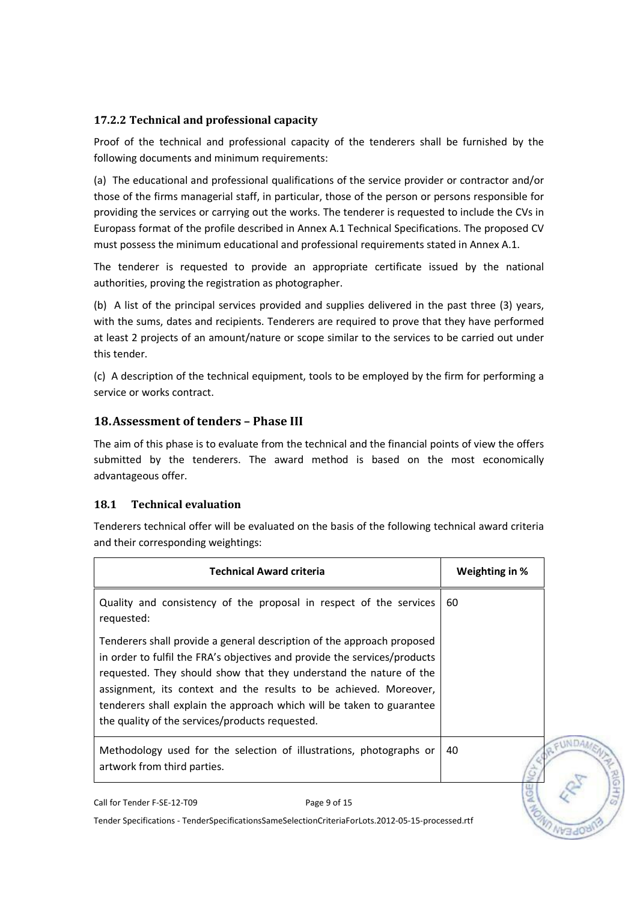### 17.2.2 Technical and professional capacity

Proof of the technical and professional capacity of the tenderers shall be furnished by the following documents and minimum requirements:

(a) The educational and professional qualifications of the service provider or contractor and/or those of the firms managerial staff, in particular, those of the person or persons responsible for providing the services or carrying out the works. The tenderer is requested to include the CVs in Europass format of the profile described in Annex A.1 Technical Specifications. The proposed CV must possess the minimum educational and professional requirements stated in Annex A.1.

The tenderer is requested to provide an appropriate certificate issued by the national authorities, proving the registration as photographer.

(b) A list of the principal services provided and supplies delivered in the past three (3) years, with the sums, dates and recipients. Tenderers are required to prove that they have performed at least 2 projects of an amount/nature or scope similar to the services to be carried out under this tender.

(c) A description of the technical equipment, tools to be employed by the firm for performing a service or works contract.

## 18. Assessment of tenders – Phase III

The aim of this phase is to evaluate from the technical and the financial points of view the offers submitted by the tenderers. The award method is based on the most economically advantageous offer.

### 18.1 Technical evaluation

Tenderers technical offer will be evaluated on the basis of the following technical award criteria and their corresponding weightings:

| Technical Award criteria | Weighting in % |
|---|---|
| Quality and consistency of the proposal in respect of the services requested:<br><br>Tenderers shall provide a general description of the approach proposed in order to fulfil the FRA's objectives and provide the services/products requested. They should show that they understand the nature of the assignment, its context and the results to be achieved. Moreover, tenderers shall explain the approach which will be taken to guarantee the quality of the services/products requested. | 60 |
| Methodology used for the selection of illustrations, photographs or artwork from third parties. | 40 |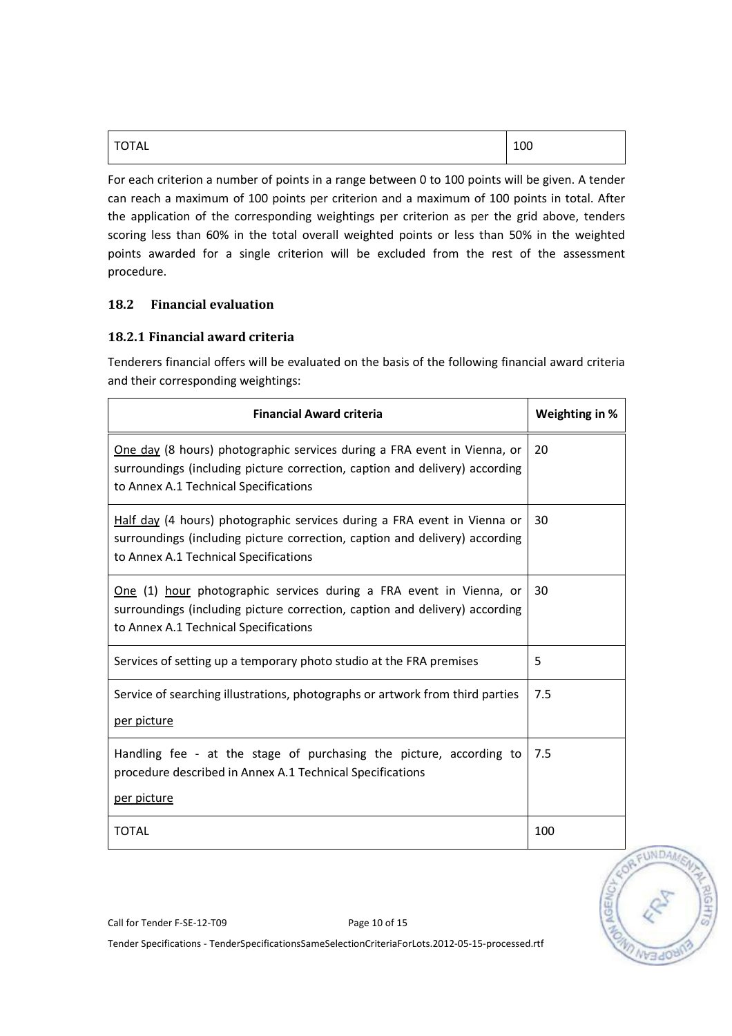| TOTAL | 100 |
|---|---|

For each criterion a number of points in a range between 0 to 100 points will be given. A tender can reach a maximum of 100 points per criterion and a maximum of 100 points in total. After the application of the corresponding weightings per criterion as per the grid above, tenders scoring less than 60% in the total overall weighted points or less than 50% in the weighted points awarded for a single criterion will be excluded from the rest of the assessment procedure.

### 18.2 Financial evaluation

#### 18.2.1 Financial award criteria

Tenderers financial offers will be evaluated on the basis of the following financial award criteria and their corresponding weightings:

| Financial Award criteria | Weighting in % |
|---|---|
| One day (8 hours) photographic services during a FRA event in Vienna, or surroundings (including picture correction, caption and delivery) according to Annex A.1 Technical Specifications | 20 |
| Half day (4 hours) photographic services during a FRA event in Vienna or surroundings (including picture correction, caption and delivery) according to Annex A.1 Technical Specifications | 30 |
| One (1) hour photographic services during a FRA event in Vienna, or surroundings (including picture correction, caption and delivery) according to Annex A.1 Technical Specifications | 30 |
| Services of setting up a temporary photo studio at the FRA premises | 5 |
| Service of searching illustrations, photographs or artwork from third parties per picture | 7.5 |
| Handling fee - at the stage of purchasing the picture, according to procedure described in Annex A.1 Technical Specifications per picture | 7.5 |
| TOTAL | 100 |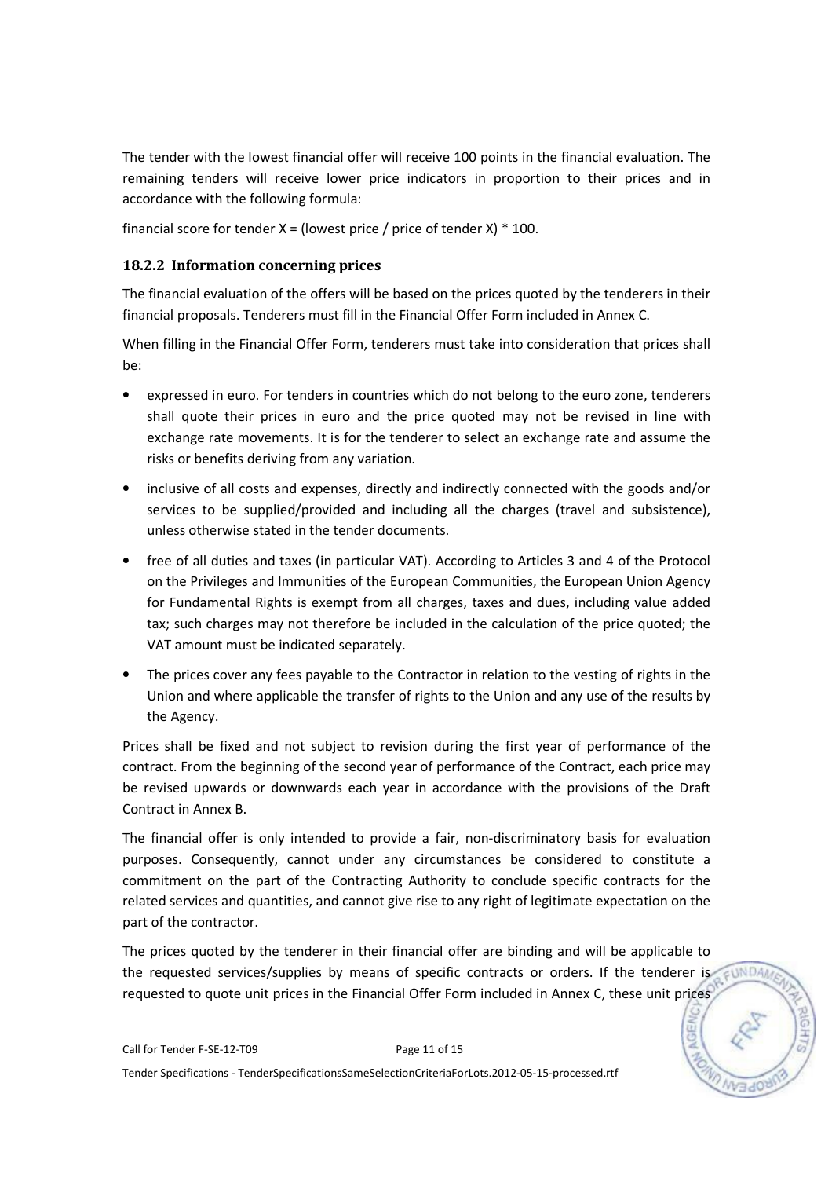The tender with the lowest financial offer will receive 100 points in the financial evaluation. The remaining tenders will receive lower price indicators in proportion to their prices and in accordance with the following formula:

financial score for tender X = (lowest price / price of tender X) * 100.

### 18.2.2 Information concerning prices

The financial evaluation of the offers will be based on the prices quoted by the tenderers in their financial proposals. Tenderers must fill in the Financial Offer Form included in Annex C.

When filling in the Financial Offer Form, tenderers must take into consideration that prices shall be:

- expressed in euro. For tenders in countries which do not belong to the euro zone, tenderers shall quote their prices in euro and the price quoted may not be revised in line with exchange rate movements. It is for the tenderer to select an exchange rate and assume the risks or benefits deriving from any variation.
- inclusive of all costs and expenses, directly and indirectly connected with the goods and/or services to be supplied/provided and including all the charges (travel and subsistence), unless otherwise stated in the tender documents.
- free of all duties and taxes (in particular VAT). According to Articles 3 and 4 of the Protocol on the Privileges and Immunities of the European Communities, the European Union Agency for Fundamental Rights is exempt from all charges, taxes and dues, including value added tax; such charges may not therefore be included in the calculation of the price quoted; the VAT amount must be indicated separately.
- The prices cover any fees payable to the Contractor in relation to the vesting of rights in the Union and where applicable the transfer of rights to the Union and any use of the results by the Agency.

Prices shall be fixed and not subject to revision during the first year of performance of the contract. From the beginning of the second year of performance of the Contract, each price may be revised upwards or downwards each year in accordance with the provisions of the Draft Contract in Annex B.

The financial offer is only intended to provide a fair, non-discriminatory basis for evaluation purposes. Consequently, cannot under any circumstances be considered to constitute a commitment on the part of the Contracting Authority to conclude specific contracts for the related services and quantities, and cannot give rise to any right of legitimate expectation on the part of the contractor.

The prices quoted by the tenderer in their financial offer are binding and will be applicable to the requested services/supplies by means of specific contracts or orders. If the tenderer is requested to quote unit prices in the Financial Offer Form included in Annex C, these unit prices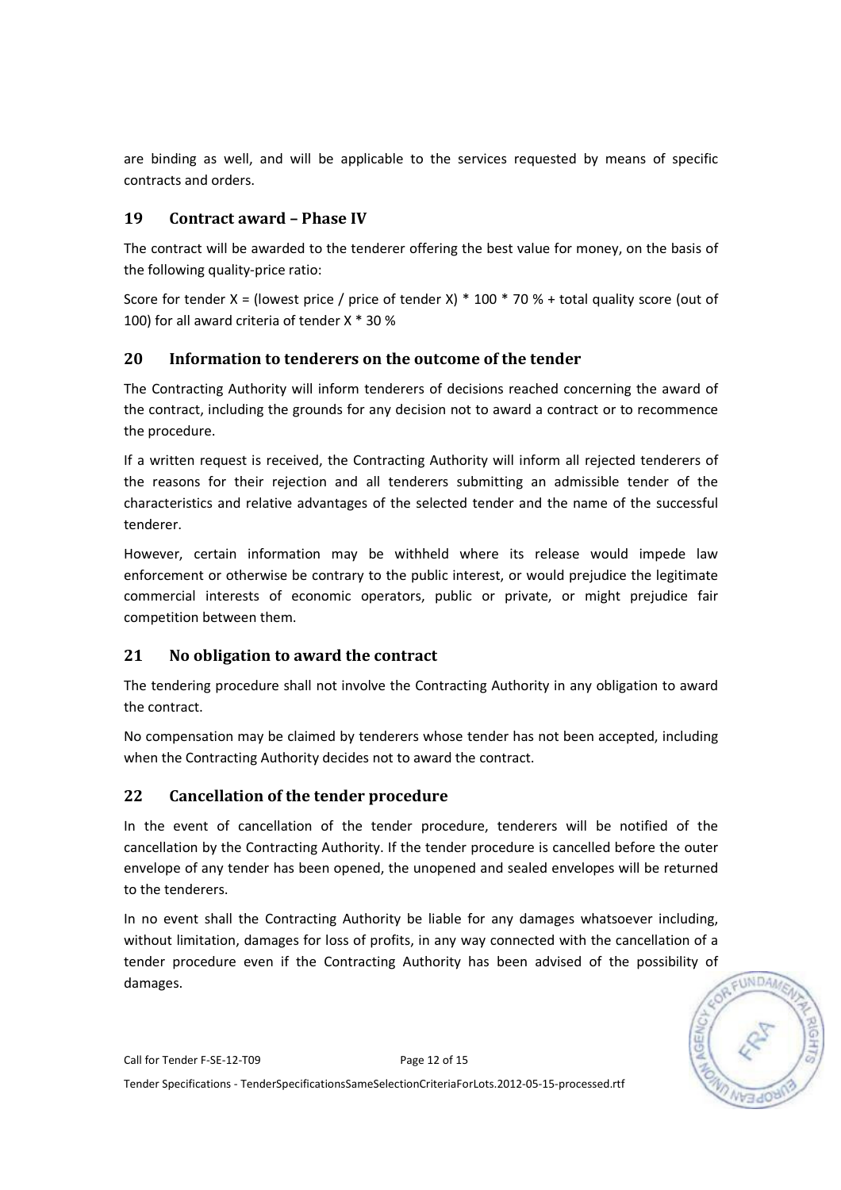are binding as well, and will be applicable to the services requested by means of specific contracts and orders.

## 19 Contract award – Phase IV

The contract will be awarded to the tenderer offering the best value for money, on the basis of the following quality-price ratio:

Score for tender X = (lowest price / price of tender X) * 100 * 70 % + total quality score (out of 100) for all award criteria of tender X * 30 %

## 20 Information to tenderers on the outcome of the tender

The Contracting Authority will inform tenderers of decisions reached concerning the award of the contract, including the grounds for any decision not to award a contract or to recommence the procedure.

If a written request is received, the Contracting Authority will inform all rejected tenderers of the reasons for their rejection and all tenderers submitting an admissible tender of the characteristics and relative advantages of the selected tender and the name of the successful tenderer.

However, certain information may be withheld where its release would impede law enforcement or otherwise be contrary to the public interest, or would prejudice the legitimate commercial interests of economic operators, public or private, or might prejudice fair competition between them.

## 21 No obligation to award the contract

The tendering procedure shall not involve the Contracting Authority in any obligation to award the contract.

No compensation may be claimed by tenderers whose tender has not been accepted, including when the Contracting Authority decides not to award the contract.

## 22 Cancellation of the tender procedure

In the event of cancellation of the tender procedure, tenderers will be notified of the cancellation by the Contracting Authority. If the tender procedure is cancelled before the outer envelope of any tender has been opened, the unopened and sealed envelopes will be returned to the tenderers.

In no event shall the Contracting Authority be liable for any damages whatsoever including, without limitation, damages for loss of profits, in any way connected with the cancellation of a tender procedure even if the Contracting Authority has been advised of the possibility of damages.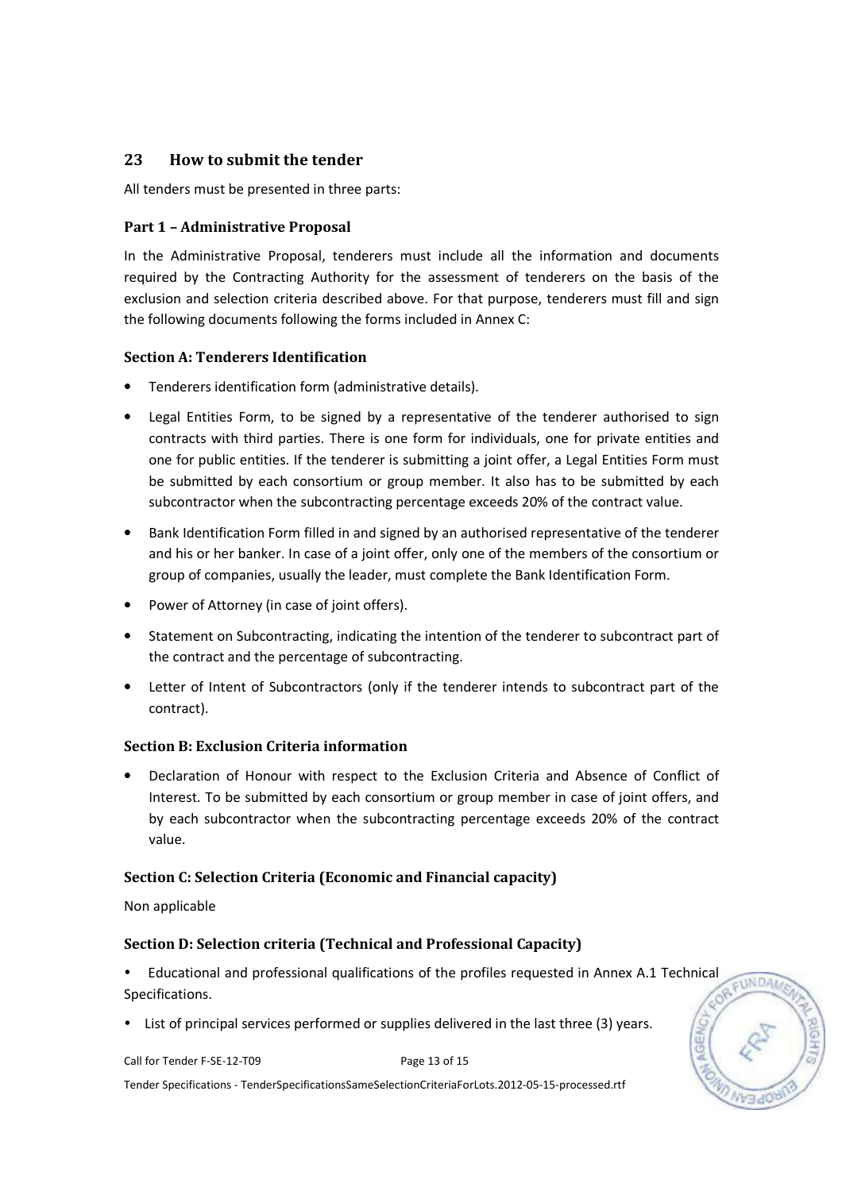## 23 How to submit the tender

All tenders must be presented in three parts:

### Part 1 – Administrative Proposal

In the Administrative Proposal, tenderers must include all the information and documents required by the Contracting Authority for the assessment of tenderers on the basis of the exclusion and selection criteria described above. For that purpose, tenderers must fill and sign the following documents following the forms included in Annex C:

### Section A: Tenderers Identification

- Tenderers identification form (administrative details).
- Legal Entities Form, to be signed by a representative of the tenderer authorised to sign contracts with third parties. There is one form for individuals, one for private entities and one for public entities. If the tenderer is submitting a joint offer, a Legal Entities Form must be submitted by each consortium or group member. It also has to be submitted by each subcontractor when the subcontracting percentage exceeds 20% of the contract value.
- Bank Identification Form filled in and signed by an authorised representative of the tenderer and his or her banker. In case of a joint offer, only one of the members of the consortium or group of companies, usually the leader, must complete the Bank Identification Form.
- Power of Attorney (in case of joint offers).
- Statement on Subcontracting, indicating the intention of the tenderer to subcontract part of the contract and the percentage of subcontracting.
- Letter of Intent of Subcontractors (only if the tenderer intends to subcontract part of the contract).

### Section B: Exclusion Criteria information

- Declaration of Honour with respect to the Exclusion Criteria and Absence of Conflict of Interest. To be submitted by each consortium or group member in case of joint offers, and by each subcontractor when the subcontracting percentage exceeds 20% of the contract value.

### Section C: Selection Criteria (Economic and Financial capacity)

Non applicable

### Section D: Selection criteria (Technical and Professional Capacity)

- Educational and professional qualifications of the profiles requested in Annex A.1 Technical Specifications.
- List of principal services performed or supplies delivered in the last three (3) years.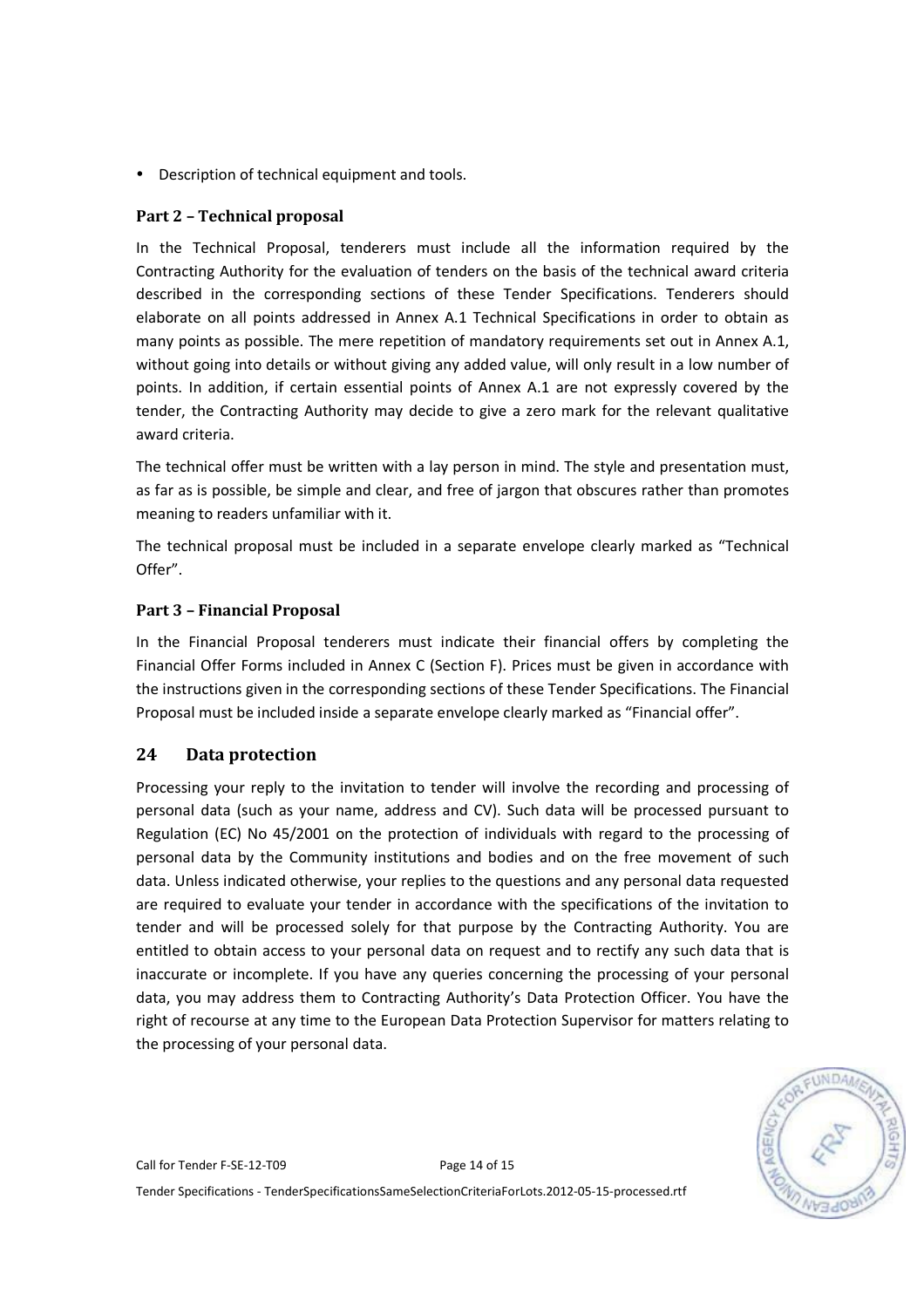- Description of technical equipment and tools.

### Part 2 – Technical proposal

In the Technical Proposal, tenderers must include all the information required by the Contracting Authority for the evaluation of tenders on the basis of the technical award criteria described in the corresponding sections of these Tender Specifications. Tenderers should elaborate on all points addressed in Annex A.1 Technical Specifications in order to obtain as many points as possible. The mere repetition of mandatory requirements set out in Annex A.1, without going into details or without giving any added value, will only result in a low number of points. In addition, if certain essential points of Annex A.1 are not expressly covered by the tender, the Contracting Authority may decide to give a zero mark for the relevant qualitative award criteria.

The technical offer must be written with a lay person in mind. The style and presentation must, as far as is possible, be simple and clear, and free of jargon that obscures rather than promotes meaning to readers unfamiliar with it.

The technical proposal must be included in a separate envelope clearly marked as "Technical Offer".

### Part 3 – Financial Proposal

In the Financial Proposal tenderers must indicate their financial offers by completing the Financial Offer Forms included in Annex C (Section F). Prices must be given in accordance with the instructions given in the corresponding sections of these Tender Specifications. The Financial Proposal must be included inside a separate envelope clearly marked as "Financial offer".

## 24 Data protection

Processing your reply to the invitation to tender will involve the recording and processing of personal data (such as your name, address and CV). Such data will be processed pursuant to Regulation (EC) No 45/2001 on the protection of individuals with regard to the processing of personal data by the Community institutions and bodies and on the free movement of such data. Unless indicated otherwise, your replies to the questions and any personal data requested are required to evaluate your tender in accordance with the specifications of the invitation to tender and will be processed solely for that purpose by the Contracting Authority. You are entitled to obtain access to your personal data on request and to rectify any such data that is inaccurate or incomplete. If you have any queries concerning the processing of your personal data, you may address them to Contracting Authority's Data Protection Officer. You have the right of recourse at any time to the European Data Protection Supervisor for matters relating to the processing of your personal data.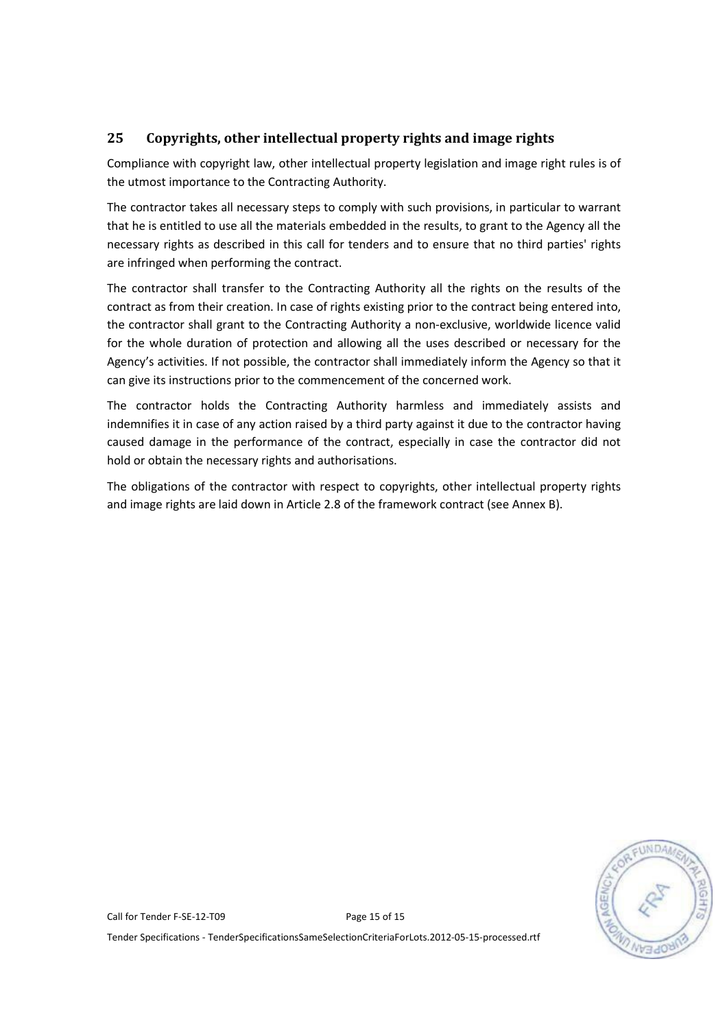## 25 Copyrights, other intellectual property rights and image rights

Compliance with copyright law, other intellectual property legislation and image right rules is of the utmost importance to the Contracting Authority.

The contractor takes all necessary steps to comply with such provisions, in particular to warrant that he is entitled to use all the materials embedded in the results, to grant to the Agency all the necessary rights as described in this call for tenders and to ensure that no third parties' rights are infringed when performing the contract.

The contractor shall transfer to the Contracting Authority all the rights on the results of the contract as from their creation. In case of rights existing prior to the contract being entered into, the contractor shall grant to the Contracting Authority a non-exclusive, worldwide licence valid for the whole duration of protection and allowing all the uses described or necessary for the Agency's activities. If not possible, the contractor shall immediately inform the Agency so that it can give its instructions prior to the commencement of the concerned work.

The contractor holds the Contracting Authority harmless and immediately assists and indemnifies it in case of any action raised by a third party against it due to the contractor having caused damage in the performance of the contract, especially in case the contractor did not hold or obtain the necessary rights and authorisations.

The obligations of the contractor with respect to copyrights, other intellectual property rights and image rights are laid down in Article 2.8 of the framework contract (see Annex B).